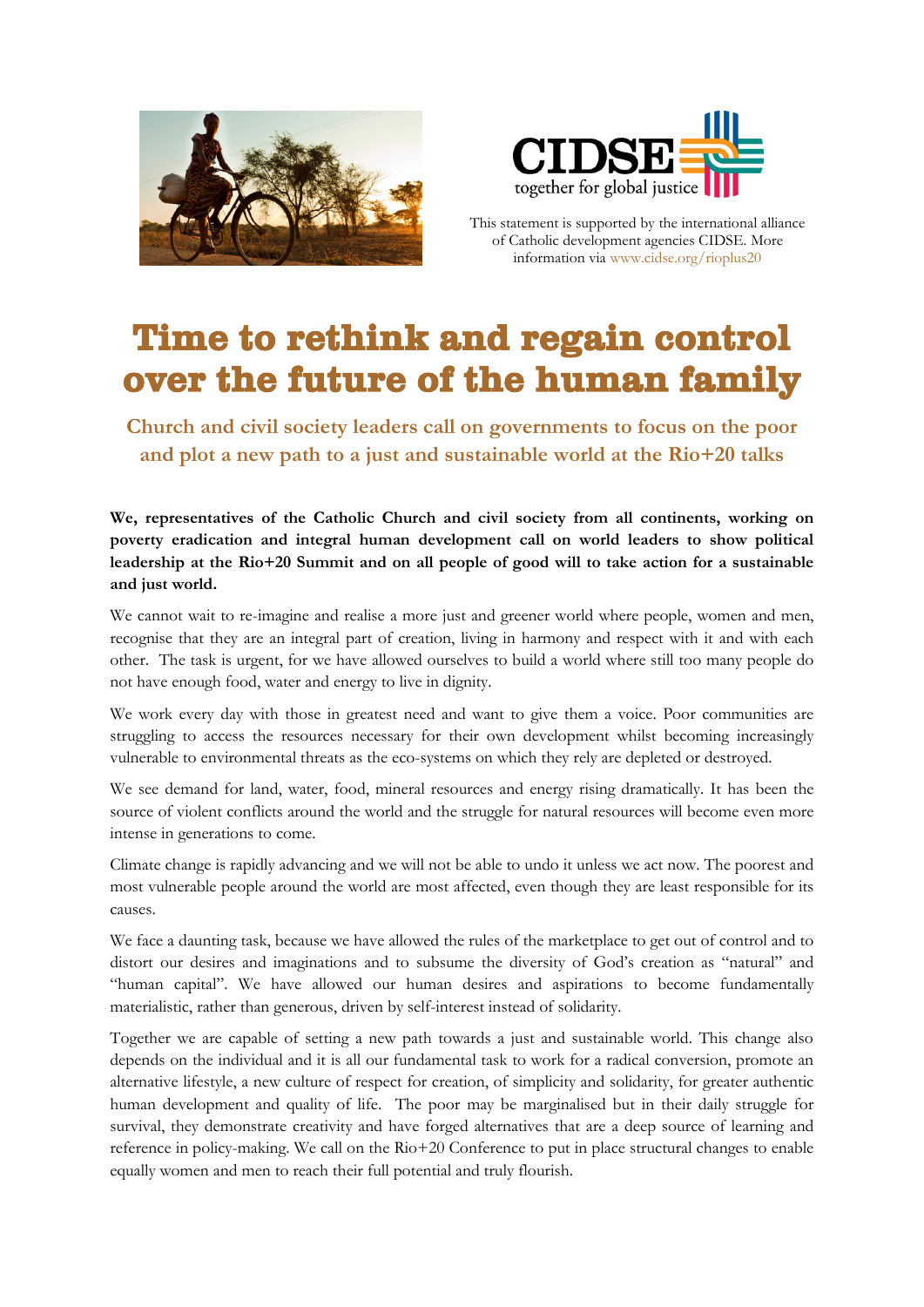This statement is supported by the international alliance of Catholic development agencies CIDSE. More information via www.cidse.org/rioplus20

# Time to rethink and regain control over the future of the human family

## Church and civil society leaders call on governments to focus on the poor and plot a new path to a just and sustainable world at the Rio+20 talks

**We, representatives of the Catholic Church and civil society from all continents, working on poverty eradication and integral human development call on world leaders to show political leadership at the Rio+20 Summit and on all people of good will to take action for a sustainable and just world.**

We cannot wait to re-imagine and realise a more just and greener world where people, women and men, recognise that they are an integral part of creation, living in harmony and respect with it and with each other. The task is urgent, for we have allowed ourselves to build a world where still too many people do not have enough food, water and energy to live in dignity.

We work every day with those in greatest need and want to give them a voice. Poor communities are struggling to access the resources necessary for their own development whilst becoming increasingly vulnerable to environmental threats as the eco-systems on which they rely are depleted or destroyed.

We see demand for land, water, food, mineral resources and energy rising dramatically. It has been the source of violent conflicts around the world and the struggle for natural resources will become even more intense in generations to come.

Climate change is rapidly advancing and we will not be able to undo it unless we act now. The poorest and most vulnerable people around the world are most affected, even though they are least responsible for its causes.

We face a daunting task, because we have allowed the rules of the marketplace to get out of control and to distort our desires and imaginations and to subsume the diversity of God's creation as "natural" and "human capital". We have allowed our human desires and aspirations to become fundamentally materialistic, rather than generous, driven by self-interest instead of solidarity.

Together we are capable of setting a new path towards a just and sustainable world. This change also depends on the individual and it is all our fundamental task to work for a radical conversion, promote an alternative lifestyle, a new culture of respect for creation, of simplicity and solidarity, for greater authentic human development and quality of life. The poor may be marginalised but in their daily struggle for survival, they demonstrate creativity and have forged alternatives that are a deep source of learning and reference in policy-making. We call on the Rio+20 Conference to put in place structural changes to enable equally women and men to reach their full potential and truly flourish.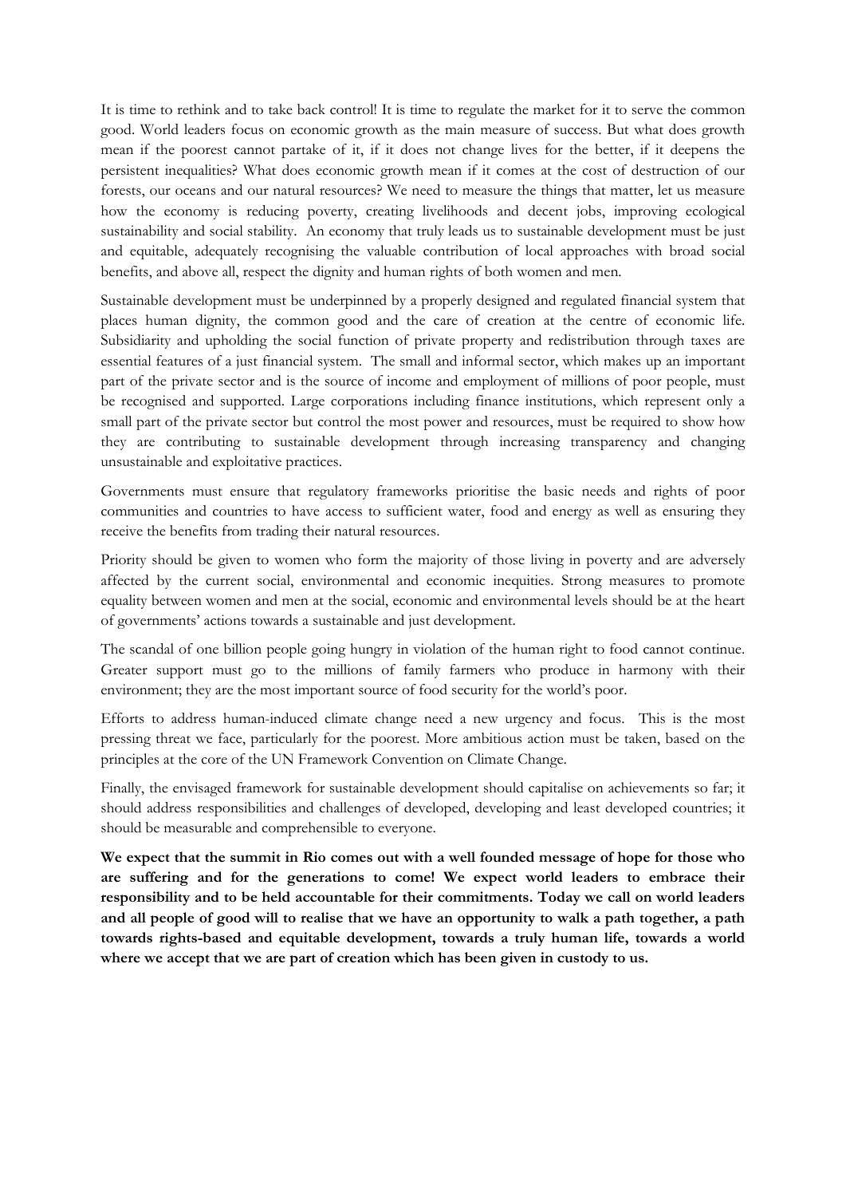It is time to rethink and to take back control! It is time to regulate the market for it to serve the common good. World leaders focus on economic growth as the main measure of success. But what does growth mean if the poorest cannot partake of it, if it does not change lives for the better, if it deepens the persistent inequalities? What does economic growth mean if it comes at the cost of destruction of our forests, our oceans and our natural resources? We need to measure the things that matter, let us measure how the economy is reducing poverty, creating livelihoods and decent jobs, improving ecological sustainability and social stability. An economy that truly leads us to sustainable development must be just and equitable, adequately recognising the valuable contribution of local approaches with broad social benefits, and above all, respect the dignity and human rights of both women and men.

Sustainable development must be underpinned by a properly designed and regulated financial system that places human dignity, the common good and the care of creation at the centre of economic life. Subsidiarity and upholding the social function of private property and redistribution through taxes are essential features of a just financial system. The small and informal sector, which makes up an important part of the private sector and is the source of income and employment of millions of poor people, must be recognised and supported. Large corporations including finance institutions, which represent only a small part of the private sector but control the most power and resources, must be required to show how they are contributing to sustainable development through increasing transparency and changing unsustainable and exploitative practices.

Governments must ensure that regulatory frameworks prioritise the basic needs and rights of poor communities and countries to have access to sufficient water, food and energy as well as ensuring they receive the benefits from trading their natural resources.

Priority should be given to women who form the majority of those living in poverty and are adversely affected by the current social, environmental and economic inequities. Strong measures to promote equality between women and men at the social, economic and environmental levels should be at the heart of governments' actions towards a sustainable and just development.

The scandal of one billion people going hungry in violation of the human right to food cannot continue. Greater support must go to the millions of family farmers who produce in harmony with their environment; they are the most important source of food security for the world's poor.

Efforts to address human-induced climate change need a new urgency and focus. This is the most pressing threat we face, particularly for the poorest. More ambitious action must be taken, based on the principles at the core of the UN Framework Convention on Climate Change.

Finally, the envisaged framework for sustainable development should capitalise on achievements so far; it should address responsibilities and challenges of developed, developing and least developed countries; it should be measurable and comprehensible to everyone.

**We expect that the summit in Rio comes out with a well founded message of hope for those who are suffering and for the generations to come! We expect world leaders to embrace their responsibility and to be held accountable for their commitments. Today we call on world leaders and all people of good will to realise that we have an opportunity to walk a path together, a path towards rights-based and equitable development, towards a truly human life, towards a world where we accept that we are part of creation which has been given in custody to us.**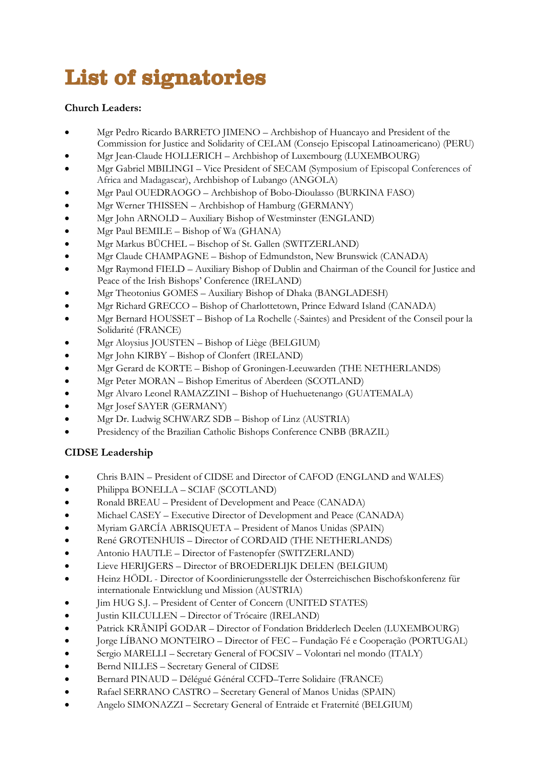# List of signatories

**Church Leaders:**

- Mgr Pedro Ricardo BARRETO JIMENO – Archbishop of Huancayo and President of the Commission for Justice and Solidarity of CELAM (Consejo Episcopal Latinoamericano) (PERU)
- Mgr Jean-Claude HOLLERICH – Archbishop of Luxembourg (LUXEMBOURG)
- Mgr Gabriel MBILINGI – Vice President of SECAM (Symposium of Episcopal Conferences of Africa and Madagascar), Archbishop of Lubango (ANGOLA)
- Mgr Paul OUEDRAOGO – Archbishop of Bobo-Dioulasso (BURKINA FASO)
- Mgr Werner THISSEN – Archbishop of Hamburg (GERMANY)
- Mgr John ARNOLD – Auxiliary Bishop of Westminster (ENGLAND)
- Mgr Paul BEMILE – Bishop of Wa (GHANA)
- Mgr Markus BÜCHEL – Bischop of St. Gallen (SWITZERLAND)
- Mgr Claude CHAMPAGNE – Bishop of Edmundston, New Brunswick (CANADA)
- Mgr Raymond FIELD – Auxiliary Bishop of Dublin and Chairman of the Council for Justice and Peace of the Irish Bishops' Conference (IRELAND)
- Mgr Theotonius GOMES – Auxiliary Bishop of Dhaka (BANGLADESH)
- Mgr Richard GRECCO – Bishop of Charlottetown, Prince Edward Island (CANADA)
- Mgr Bernard HOUSSET – Bishop of La Rochelle (-Saintes) and President of the Conseil pour la Solidarité (FRANCE)
- Mgr Aloysius JOUSTEN – Bishop of Liège (BELGIUM)
- Mgr John KIRBY – Bishop of Clonfert (IRELAND)
- Mgr Gerard de KORTE – Bishop of Groningen-Leeuwarden (THE NETHERLANDS)
- Mgr Peter MORAN – Bishop Emeritus of Aberdeen (SCOTLAND)
- Mgr Alvaro Leonel RAMAZZINI – Bishop of Huehuetenango (GUATEMALA)
- Mgr Josef SAYER (GERMANY)
- Mgr Dr. Ludwig SCHWARZ SDB – Bishop of Linz (AUSTRIA)
- Presidency of the Brazilian Catholic Bishops Conference CNBB (BRAZIL)

**CIDSE Leadership**

- Chris BAIN – President of CIDSE and Director of CAFOD (ENGLAND and WALES)
- Philippa BONELLA – SCIAF (SCOTLAND)
- Ronald BREAU – President of Development and Peace (CANADA)
- Michael CASEY – Executive Director of Development and Peace (CANADA)
- Myriam GARCÍA ABRISQUETA – President of Manos Unidas (SPAIN)
- René GROTENHUIS – Director of CORDAID (THE NETHERLANDS)
- Antonio HAUTLE – Director of Fastenopfer (SWITZERLAND)
- Lieve HERIJGERS – Director of BROEDERLIJK DELEN (BELGIUM)
- Heinz HÖDL - Director of Koordinierungsstelle der Österreichischen Bischofskonferenz für internationale Entwicklung und Mission (AUSTRIA)
- Jim HUG S.J. – President of Center of Concern (UNITED STATES)
- Justin KILCULLEN – Director of Trócaire (IRELAND)
- Patrick KRÄNIPÎ GODAR – Director of Fondation Bridderlech Deelen (LUXEMBOURG)
- Jorge LÍBANO MONTEIRO – Director of FEC – Fundação Fé e Cooperação (PORTUGAL)
- Sergio MARELLI – Secretary General of FOCSIV – Volontari nel mondo (ITALY)
- Bernd NILLES – Secretary General of CIDSE
- Bernard PINAUD – Délégué Général CCFD–Terre Solidaire (FRANCE)
- Rafael SERRANO CASTRO – Secretary General of Manos Unidas (SPAIN)
- Angelo SIMONAZZI – Secretary General of Entraide et Fraternité (BELGIUM)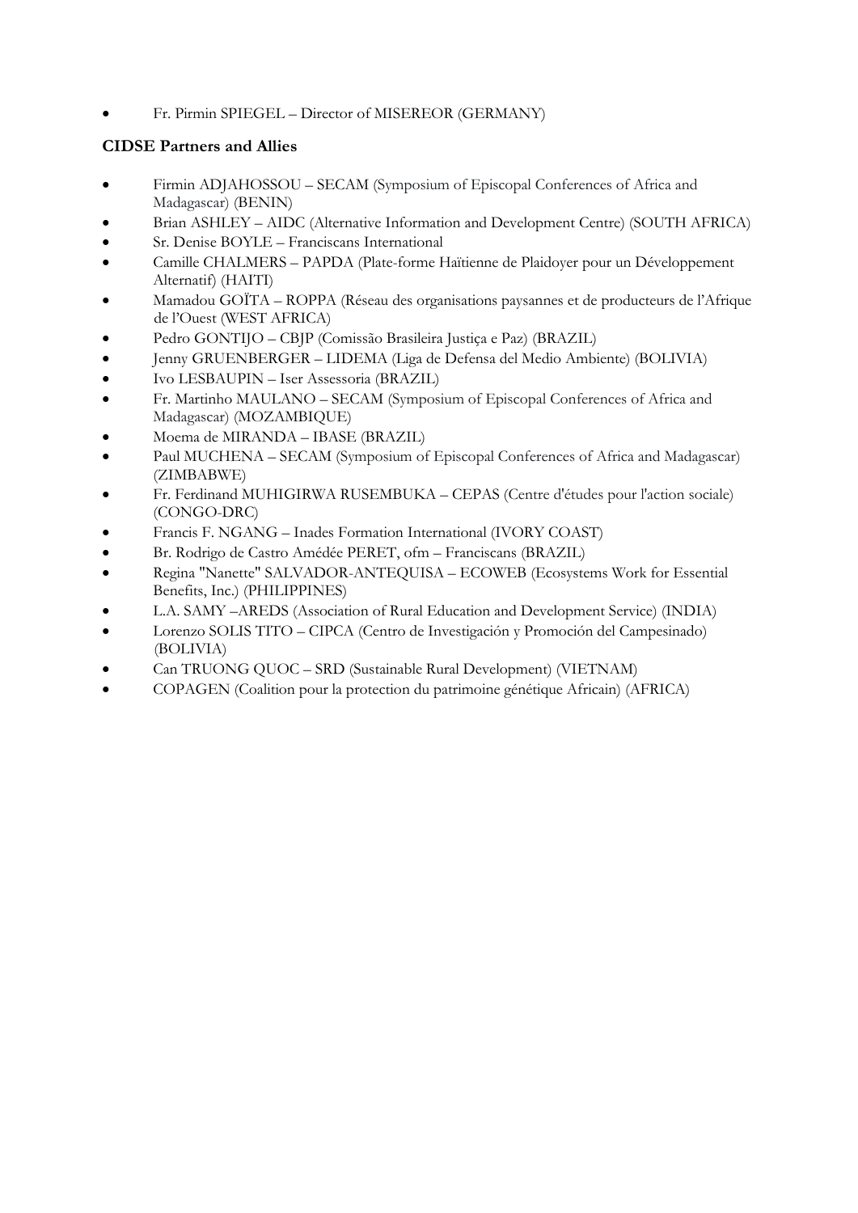- Fr. Pirmin SPIEGEL – Director of MISEREOR (GERMANY)

**CIDSE Partners and Allies**

- Firmin ADJAHOSSOU – SECAM (Symposium of Episcopal Conferences of Africa and Madagascar) (BENIN)
- Brian ASHLEY – AIDC (Alternative Information and Development Centre) (SOUTH AFRICA)
- Sr. Denise BOYLE – Franciscans International
- Camille CHALMERS – PAPDA (Plate-forme Haïtienne de Plaidoyer pour un Développement Alternatif) (HAITI)
- Mamadou GOÏTA – ROPPA (Réseau des organisations paysannes et de producteurs de l'Afrique de l'Ouest (WEST AFRICA)
- Pedro GONTIJO – CBJP (Comissão Brasileira Justiça e Paz) (BRAZIL)
- Jenny GRUENBERGER – LIDEMA (Liga de Defensa del Medio Ambiente) (BOLIVIA)
- Ivo LESBAUPIN – Iser Assessoria (BRAZIL)
- Fr. Martinho MAULANO – SECAM (Symposium of Episcopal Conferences of Africa and Madagascar) (MOZAMBIQUE)
- Moema de MIRANDA – IBASE (BRAZIL)
- Paul MUCHENA – SECAM (Symposium of Episcopal Conferences of Africa and Madagascar) (ZIMBABWE)
- Fr. Ferdinand MUHIGIRWA RUSEMBUKA – CEPAS (Centre d'études pour l'action sociale) (CONGO-DRC)
- Francis F. NGANG – Inades Formation International (IVORY COAST)
- Br. Rodrigo de Castro Amédée PERET, ofm – Franciscans (BRAZIL)
- Regina "Nanette" SALVADOR-ANTEQUISA – ECOWEB (Ecosystems Work for Essential Benefits, Inc.) (PHILIPPINES)
- L.A. SAMY –AREDS (Association of Rural Education and Development Service) (INDIA)
- Lorenzo SOLIS TITO – CIPCA (Centro de Investigación y Promoción del Campesinado) (BOLIVIA)
- Can TRUONG QUOC – SRD (Sustainable Rural Development) (VIETNAM)
- COPAGEN (Coalition pour la protection du patrimoine génétique Africain) (AFRICA)